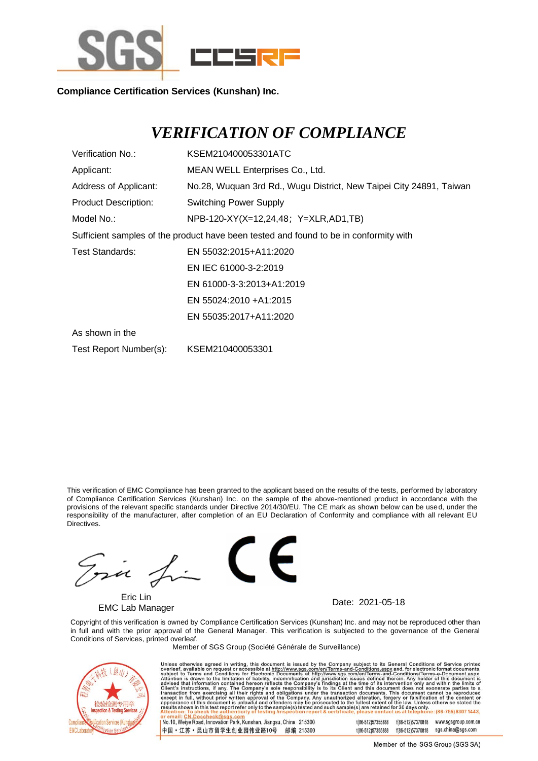**Compliance Certification Services (Kunshan) Inc.**

# *VERIFICATION OF COMPLIANCE*

| | |
|---|---|
| Verification No.: | KSEM210400053301ATC |
| Applicant: | MEAN WELL Enterprises Co., Ltd. |
| Address of Applicant: | No.28, Wuquan 3rd Rd., Wugu District, New Taipei City 24891, Taiwan |
| Product Description: | Switching Power Supply |
| Model No.: | NPB-120-XY(X=12,24,48；Y=XLR,AD1,TB) |

Sufficient samples of the product have been tested and found to be in conformity with

| | |
|---|---|
| Test Standards: | EN 55032:2015+A11:2020 |
| | EN IEC 61000-3-2:2019 |
| | EN 61000-3-3:2013+A1:2019 |
| | EN 55024:2010 +A1:2015 |
| | EN 55035:2017+A11:2020 |

As shown in the

Test Report Number(s): KSEM210400053301

This verification of EMC Compliance has been granted to the applicant based on the results of the tests, performed by laboratory of Compliance Certification Services (Kunshan) Inc. on the sample of the above-mentioned product in accordance with the provisions of the relevant specific standards under Directive 2014/30/EU. The CE mark as shown below can be used, under the responsibility of the manufacturer, after completion of an EU Declaration of Conformity and compliance with all relevant EU Directives.

Eric Lin
EMC Lab Manager

Date: 2021-05-18

Copyright of this verification is owned by Compliance Certification Services (Kunshan) Inc. and may not be reproduced other than in full and with the prior approval of the General Manager. This verification is subjected to the governance of the General Conditions of Services, printed overleaf.

Member of SGS Group (Société Générale de Surveillance)

Unless otherwise agreed in writing, this document is issued by the Company subject to its General Conditions of Service printed overleaf, available on request or accessible at http://www.sgs.com/en/Terms-and-Conditions.aspx and, for electronic format documents, subject to Terms and Conditions for Electronic Documents at http://www.sgs.com/en/Terms-and-Conditions/Terms-e-Document.aspx. Attention is drawn to the limitation of liability, indemnification and jurisdiction issues defined therein. Any holder of this document is advised that information contained hereon reflects the Company's findings at the time of its intervention only and within the limits of Client's instructions, if any. The Company's sole responsibility is to its Client and this document does not exonerate parties to a transaction from exercising all their rights and obligations under the transaction documents. This document cannot be reproduced except in full, without prior written approval of the Company. Any unauthorized alteration, forgery or falsification of the content or appearance of this document is unlawful and offenders may be prosecuted to the fullest extent of the law. Unless otherwise stated the results shown in this test report refer only to the sample(s) tested and such sample(s) are retained for 30 days only.
Attention: To check the authenticity of testing /inspection report & certificate, please contact us at telephone: (86-755) 8307 1443, or email: CN.Doccheck@sgs.com

No.10, Weiye Road, Innovation Park, Kunshan, Jiangsu, China 215300 t(86-512)57355888 f(86-512)57370818 www.sgsgroup.com.cn
中国・江苏・昆山市留学生创业园伟业路10号 邮编 215300 t(86-512)57355888 f(86-512)57370818 sgs.china@sgs.com

Member of the SGS Group (SGS SA)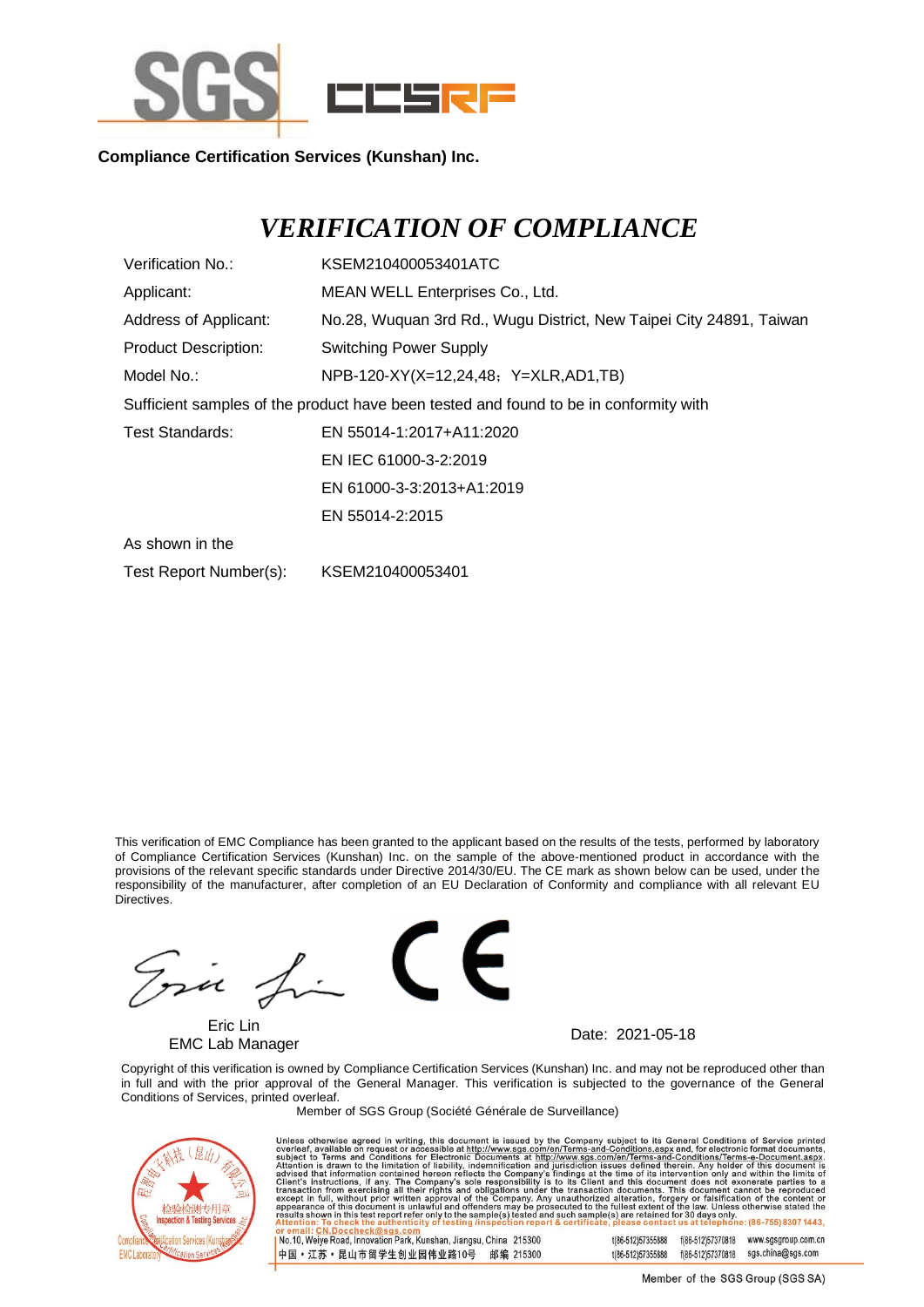**Compliance Certification Services (Kunshan) Inc.**

# *VERIFICATION OF COMPLIANCE*

| | |
|---|---|
| Verification No.: | KSEM210400053401ATC |
| Applicant: | MEAN WELL Enterprises Co., Ltd. |
| Address of Applicant: | No.28, Wuquan 3rd Rd., Wugu District, New Taipei City 24891, Taiwan |
| Product Description: | Switching Power Supply |
| Model No.: | NPB-120-XY(X=12,24,48；Y=XLR,AD1,TB) |

Sufficient samples of the product have been tested and found to be in conformity with

| | |
|---|---|
| Test Standards: | EN 55014-1:2017+A11:2020 |
| | EN IEC 61000-3-2:2019 |
| | EN 61000-3-3:2013+A1:2019 |
| | EN 55014-2:2015 |

As shown in the

Test Report Number(s): KSEM210400053401

This verification of EMC Compliance has been granted to the applicant based on the results of the tests, performed by laboratory of Compliance Certification Services (Kunshan) Inc. on the sample of the above-mentioned product in accordance with the provisions of the relevant specific standards under Directive 2014/30/EU. The CE mark as shown below can be used, under the responsibility of the manufacturer, after completion of an EU Declaration of Conformity and compliance with all relevant EU Directives.

CE

Eric Lin
EMC Lab Manager

Date: 2021-05-18

Copyright of this verification is owned by Compliance Certification Services (Kunshan) Inc. and may not be reproduced other than in full and with the prior approval of the General Manager. This verification is subjected to the governance of the General Conditions of Services, printed overleaf.

Member of SGS Group (Société Générale de Surveillance)

程智电子科技（昆山）有限公司 检验检测专用章 Inspection & Testing Services Compliance Certification Services (Kunshan) Inc. EMC Laboratory

Unless otherwise agreed in writing, this document is issued by the Company subject to its General Conditions of Service printed overleaf, available on request or accessible at http://www.sgs.com/en/Terms-and-Conditions.aspx and, for electronic format documents, subject to Terms and Conditions for Electronic Documents at http://www.sgs.com/en/Terms-and-Conditions/Terms-e-Document.aspx. Attention is drawn to the limitation of liability, indemnification and jurisdiction issues defined therein. Any holder of this document is advised that information contained hereon reflects the Company's findings at the time of its intervention only and within the limits of Client's instructions, if any. The Company's sole responsibility is to its Client and this document does not exonerate parties to a transaction from exercising all their rights and obligations under the transaction documents. This document cannot be reproduced except in full, without prior written approval of the Company. Any unauthorized alteration, forgery or falsification of the content or appearance of this document is unlawful and offenders may be prosecuted to the fullest extent of the law. Unless otherwise stated the results shown in this test report refer only to the sample(s) tested and such sample(s) are retained for 30 days only.
Attention: To check the authenticity of testing /inspection report & certificate, please contact us at telephone: (86-755) 8307 1443, or email: CN.Doccheck@sgs.com

No.10, Weiye Road, Innovation Park, Kunshan, Jiangsu, China 215300　t(86-512)57355888　f(86-512)57370818　www.sgsgroup.com.cn
中国・江苏・昆山市留学生创业园伟业路10号　邮编 215300　t(86-512)57355888　f(86-512)57370818　sgs.china@sgs.com

Member of the SGS Group (SGS SA)